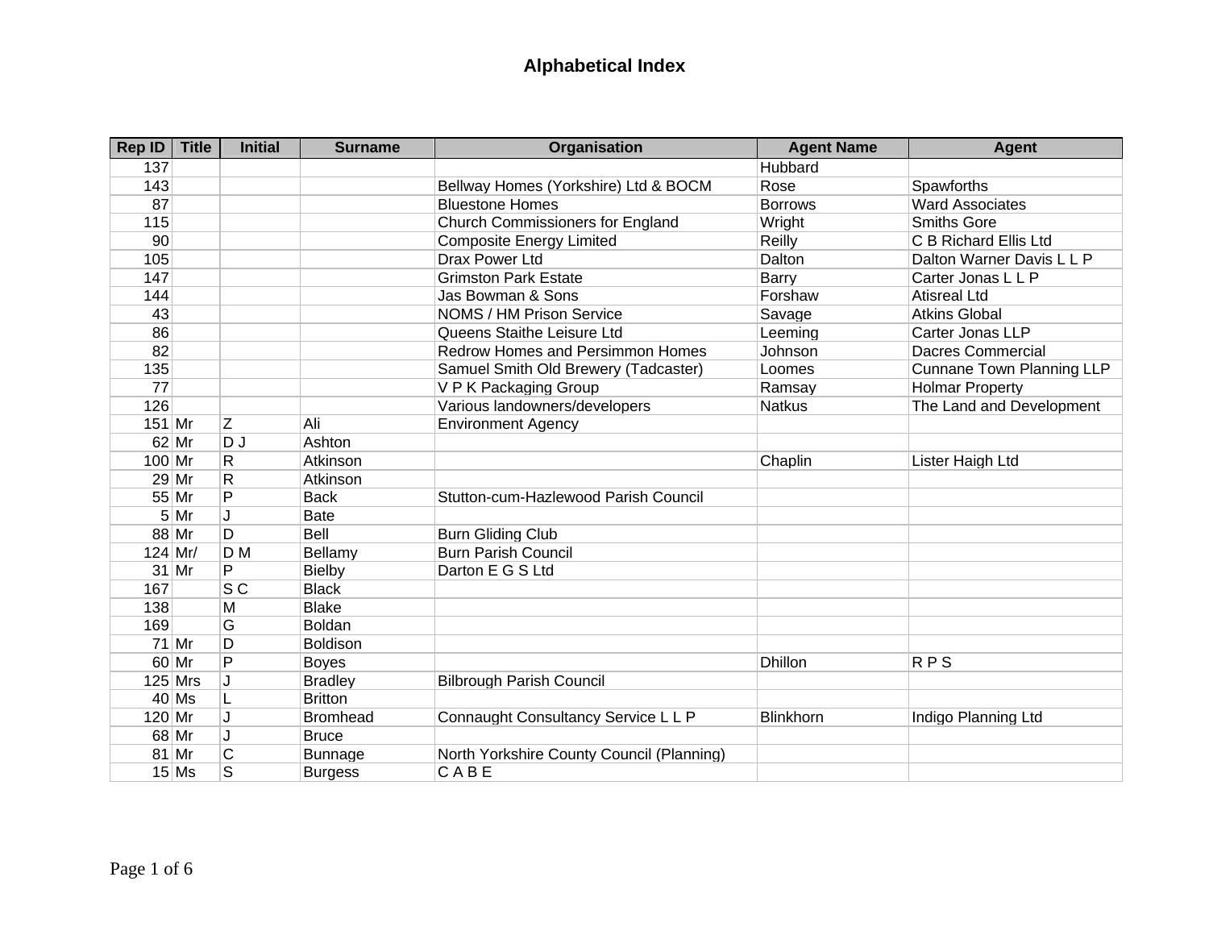# Alphabetical Index

| Rep ID | Title | Initial | Surname | Organisation | Agent Name | Agent |
|---|---|---|---|---|---|---|
| 137 | | | | | Hubbard | |
| 143 | | | | Bellway Homes (Yorkshire) Ltd & BOCM | Rose | Spawforths |
| 87 | | | | Bluestone Homes | Borrows | Ward Associates |
| 115 | | | | Church Commissioners for England | Wright | Smiths Gore |
| 90 | | | | Composite Energy Limited | Reilly | C B Richard Ellis Ltd |
| 105 | | | | Drax Power Ltd | Dalton | Dalton Warner Davis L L P |
| 147 | | | | Grimston Park Estate | Barry | Carter Jonas L L P |
| 144 | | | | Jas Bowman & Sons | Forshaw | Atisreal Ltd |
| 43 | | | | NOMS / HM Prison Service | Savage | Atkins Global |
| 86 | | | | Queens Staithe Leisure Ltd | Leeming | Carter Jonas LLP |
| 82 | | | | Redrow Homes and Persimmon Homes | Johnson | Dacres Commercial |
| 135 | | | | Samuel Smith Old Brewery (Tadcaster) | Loomes | Cunnane Town Planning LLP |
| 77 | | | | V P K Packaging Group | Ramsay | Holmar Property |
| 126 | | | | Various landowners/developers | Natkus | The Land and Development |
| 151 | Mr | Z | Ali | Environment Agency | | |
| 62 | Mr | D J | Ashton | | | |
| 100 | Mr | R | Atkinson | | Chaplin | Lister Haigh Ltd |
| 29 | Mr | R | Atkinson | | | |
| 55 | Mr | P | Back | Stutton-cum-Hazlewood Parish Council | | |
| 5 | Mr | J | Bate | | | |
| 88 | Mr | D | Bell | Burn Gliding Club | | |
| 124 | Mr/ | D M | Bellamy | Burn Parish Council | | |
| 31 | Mr | P | Bielby | Darton E G S Ltd | | |
| 167 | | S C | Black | | | |
| 138 | | M | Blake | | | |
| 169 | | G | Boldan | | | |
| 71 | Mr | D | Boldison | | | |
| 60 | Mr | P | Boyes | | Dhillon | R P S |
| 125 | Mrs | J | Bradley | Bilbrough Parish Council | | |
| 40 | Ms | L | Britton | | | |
| 120 | Mr | J | Bromhead | Connaught Consultancy Service L L P | Blinkhorn | Indigo Planning Ltd |
| 68 | Mr | J | Bruce | | | |
| 81 | Mr | C | Bunnage | North Yorkshire County Council (Planning) | | |
| 15 | Ms | S | Burgess | C A B E | | |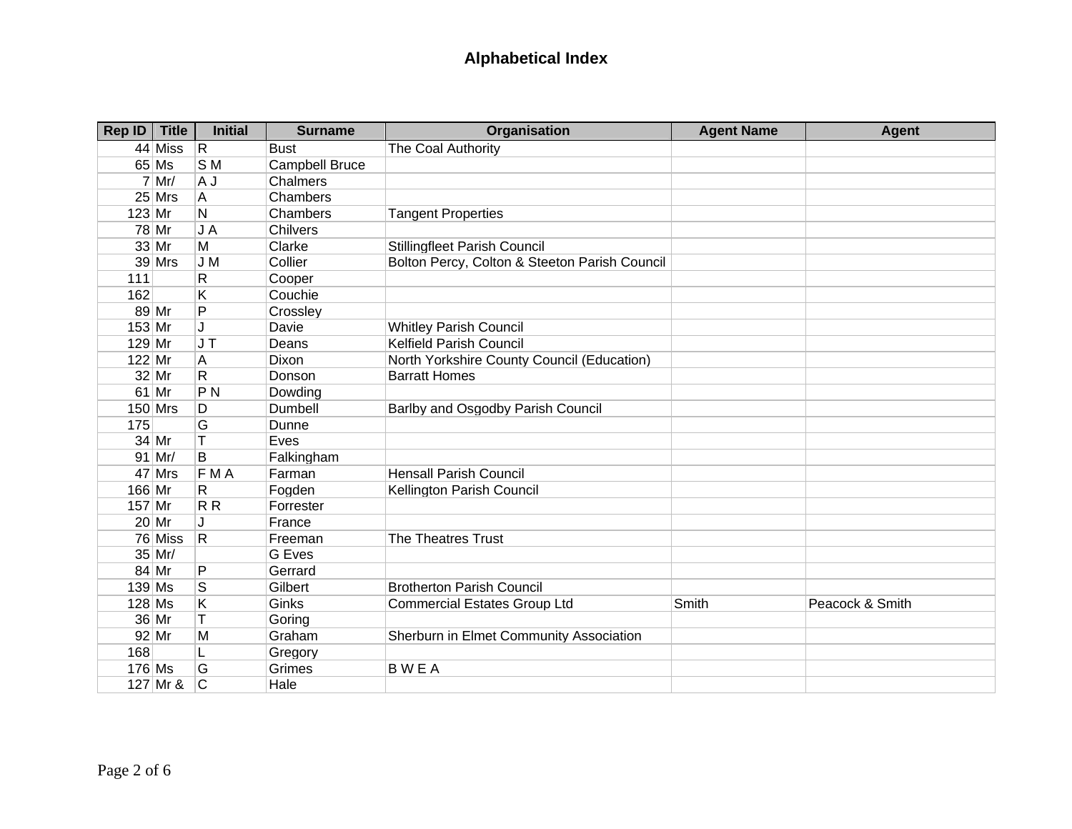# Alphabetical Index

| Rep ID | Title | Initial | Surname | Organisation | Agent Name | Agent |
|---|---|---|---|---|---|---|
| 44 | Miss | R | Bust | The Coal Authority | | |
| 65 | Ms | S M | Campbell Bruce | | | |
| 7 | Mr/ | A J | Chalmers | | | |
| 25 | Mrs | A | Chambers | | | |
| 123 | Mr | N | Chambers | Tangent Properties | | |
| 78 | Mr | J A | Chilvers | | | |
| 33 | Mr | M | Clarke | Stillingfleet Parish Council | | |
| 39 | Mrs | J M | Collier | Bolton Percy, Colton & Steeton Parish Council | | |
| 111 | | R | Cooper | | | |
| 162 | | K | Couchie | | | |
| 89 | Mr | P | Crossley | | | |
| 153 | Mr | J | Davie | Whitley Parish Council | | |
| 129 | Mr | J T | Deans | Kelfield Parish Council | | |
| 122 | Mr | A | Dixon | North Yorkshire County Council (Education) | | |
| 32 | Mr | R | Donson | Barratt Homes | | |
| 61 | Mr | P N | Dowding | | | |
| 150 | Mrs | D | Dumbell | Barlby and Osgodby Parish Council | | |
| 175 | | G | Dunne | | | |
| 34 | Mr | T | Eves | | | |
| 91 | Mr/ | B | Falkingham | | | |
| 47 | Mrs | F M A | Farman | Hensall Parish Council | | |
| 166 | Mr | R | Fogden | Kellington Parish Council | | |
| 157 | Mr | R R | Forrester | | | |
| 20 | Mr | J | France | | | |
| 76 | Miss | R | Freeman | The Theatres Trust | | |
| 35 | Mr/ | | G Eves | | | |
| 84 | Mr | P | Gerrard | | | |
| 139 | Ms | S | Gilbert | Brotherton Parish Council | | |
| 128 | Ms | K | Ginks | Commercial Estates Group Ltd | Smith | Peacock & Smith |
| 36 | Mr | T | Goring | | | |
| 92 | Mr | M | Graham | Sherburn in Elmet Community Association | | |
| 168 | | L | Gregory | | | |
| 176 | Ms | G | Grimes | B W E A | | |
| 127 | Mr & | C | Hale | | | |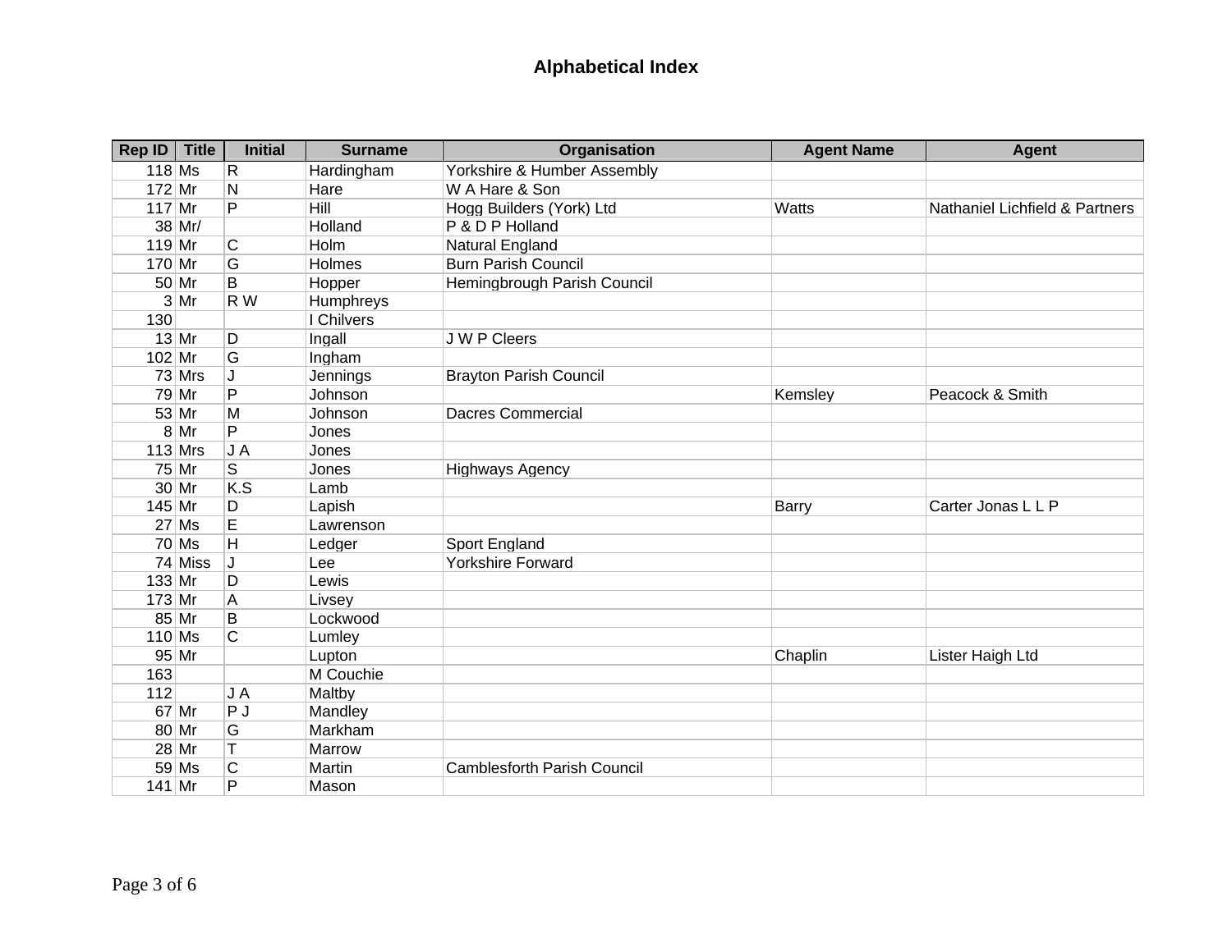## Alphabetical Index

| Rep ID | Title | Initial | Surname | Organisation | Agent Name | Agent |
|---|---|---|---|---|---|---|
| 118 | Ms | R | Hardingham | Yorkshire & Humber Assembly | | |
| 172 | Mr | N | Hare | W A Hare & Son | | |
| 117 | Mr | P | Hill | Hogg Builders (York) Ltd | Watts | Nathaniel Lichfield & Partners |
| 38 | Mr/ | | Holland | P & D P Holland | | |
| 119 | Mr | C | Holm | Natural England | | |
| 170 | Mr | G | Holmes | Burn Parish Council | | |
| 50 | Mr | B | Hopper | Hemingbrough Parish Council | | |
| 3 | Mr | R W | Humphreys | | | |
| 130 | | | I Chilvers | | | |
| 13 | Mr | D | Ingall | J W P Cleers | | |
| 102 | Mr | G | Ingham | | | |
| 73 | Mrs | J | Jennings | Brayton Parish Council | | |
| 79 | Mr | P | Johnson | | Kemsley | Peacock & Smith |
| 53 | Mr | M | Johnson | Dacres Commercial | | |
| 8 | Mr | P | Jones | | | |
| 113 | Mrs | J A | Jones | | | |
| 75 | Mr | S | Jones | Highways Agency | | |
| 30 | Mr | K.S | Lamb | | | |
| 145 | Mr | D | Lapish | | Barry | Carter Jonas L L P |
| 27 | Ms | E | Lawrenson | | | |
| 70 | Ms | H | Ledger | Sport England | | |
| 74 | Miss | J | Lee | Yorkshire Forward | | |
| 133 | Mr | D | Lewis | | | |
| 173 | Mr | A | Livsey | | | |
| 85 | Mr | B | Lockwood | | | |
| 110 | Ms | C | Lumley | | | |
| 95 | Mr | | Lupton | | Chaplin | Lister Haigh Ltd |
| 163 | | | M Couchie | | | |
| 112 | | J A | Maltby | | | |
| 67 | Mr | P J | Mandley | | | |
| 80 | Mr | G | Markham | | | |
| 28 | Mr | T | Marrow | | | |
| 59 | Ms | C | Martin | Camblesforth Parish Council | | |
| 141 | Mr | P | Mason | | | |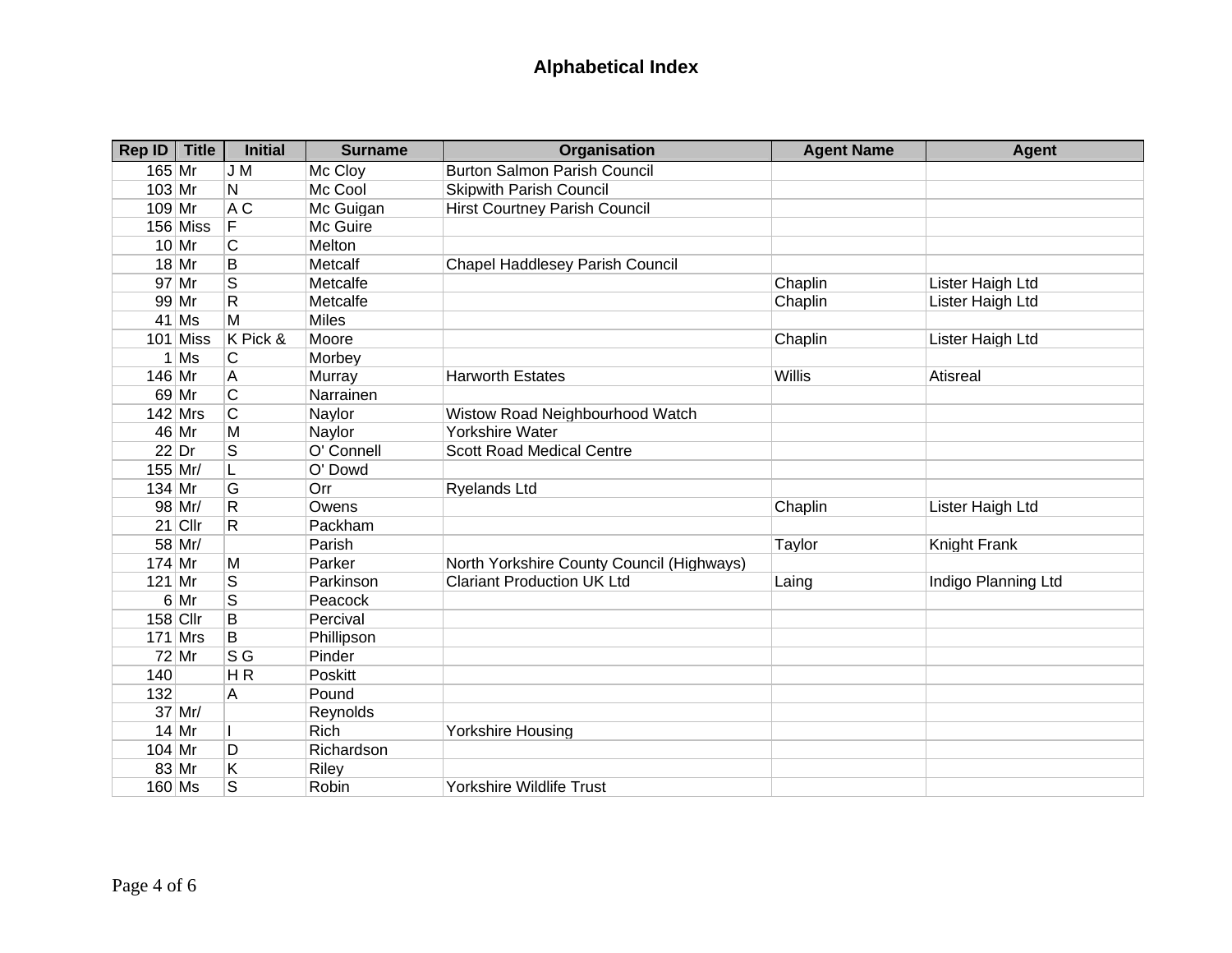# Alphabetical Index

| Rep ID | Title | Initial | Surname | Organisation | Agent Name | Agent |
|---|---|---|---|---|---|---|
| 165 | Mr | J M | Mc Cloy | Burton Salmon Parish Council | | |
| 103 | Mr | N | Mc Cool | Skipwith Parish Council | | |
| 109 | Mr | A C | Mc Guigan | Hirst Courtney Parish Council | | |
| 156 | Miss | F | Mc Guire | | | |
| 10 | Mr | C | Melton | | | |
| 18 | Mr | B | Metcalf | Chapel Haddlesey Parish Council | | |
| 97 | Mr | S | Metcalfe | | Chaplin | Lister Haigh Ltd |
| 99 | Mr | R | Metcalfe | | Chaplin | Lister Haigh Ltd |
| 41 | Ms | M | Miles | | | |
| 101 | Miss | K Pick & | Moore | | Chaplin | Lister Haigh Ltd |
| 1 | Ms | C | Morbey | | | |
| 146 | Mr | A | Murray | Harworth Estates | Willis | Atisreal |
| 69 | Mr | C | Narrainen | | | |
| 142 | Mrs | C | Naylor | Wistow Road Neighbourhood Watch | | |
| 46 | Mr | M | Naylor | Yorkshire Water | | |
| 22 | Dr | S | O' Connell | Scott Road Medical Centre | | |
| 155 | Mr/ | L | O' Dowd | | | |
| 134 | Mr | G | Orr | Ryelands Ltd | | |
| 98 | Mr/ | R | Owens | | Chaplin | Lister Haigh Ltd |
| 21 | Cllr | R | Packham | | | |
| 58 | Mr/ | | Parish | | Taylor | Knight Frank |
| 174 | Mr | M | Parker | North Yorkshire County Council (Highways) | | |
| 121 | Mr | S | Parkinson | Clariant Production UK Ltd | Laing | Indigo Planning Ltd |
| 6 | Mr | S | Peacock | | | |
| 158 | Cllr | B | Percival | | | |
| 171 | Mrs | B | Phillipson | | | |
| 72 | Mr | S G | Pinder | | | |
| 140 | | H R | Poskitt | | | |
| 132 | | A | Pound | | | |
| 37 | Mr/ | | Reynolds | | | |
| 14 | Mr | I | Rich | Yorkshire Housing | | |
| 104 | Mr | D | Richardson | | | |
| 83 | Mr | K | Riley | | | |
| 160 | Ms | S | Robin | Yorkshire Wildlife Trust | | |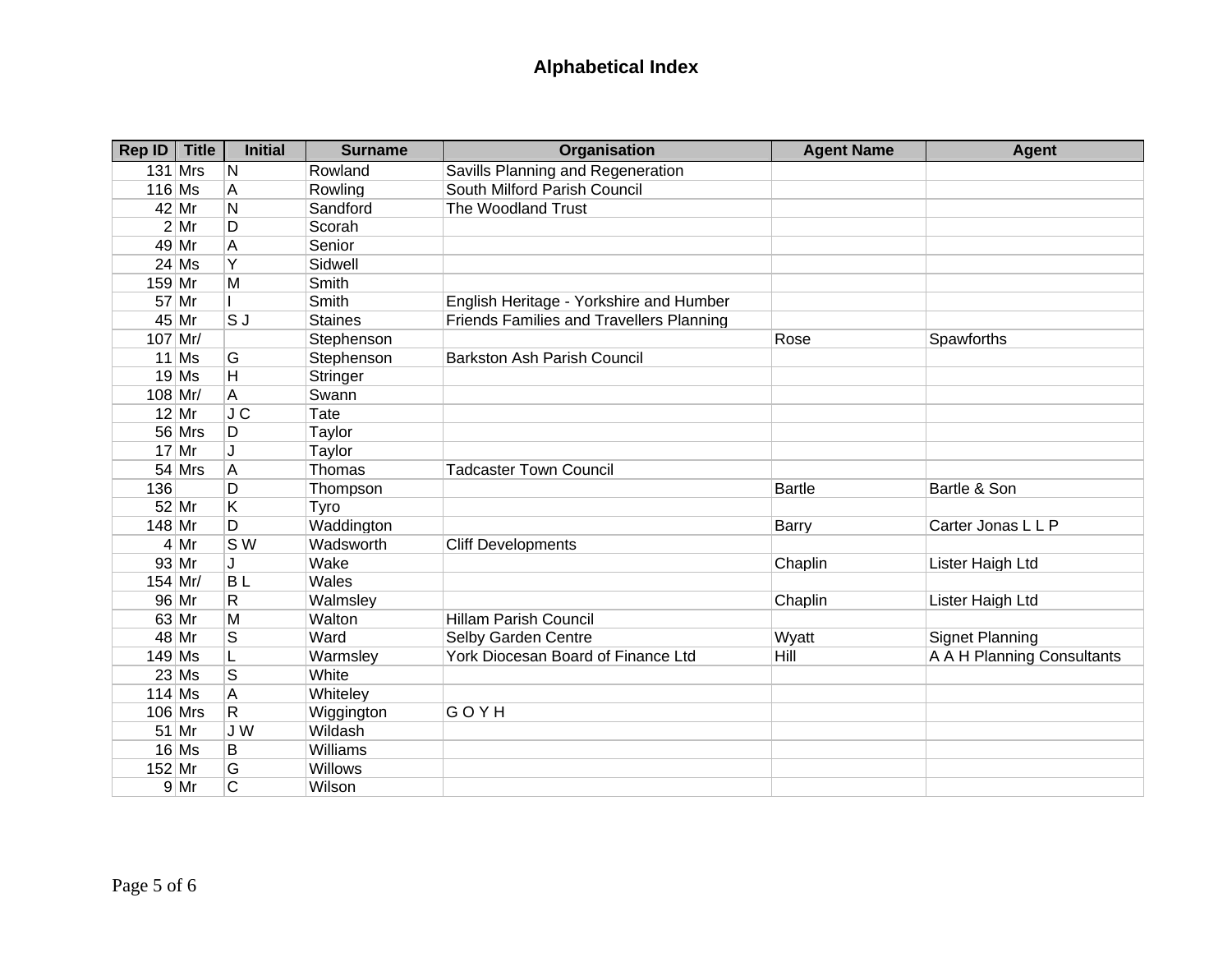# Alphabetical Index

| Rep ID | Title | Initial | Surname | Organisation | Agent Name | Agent |
|---|---|---|---|---|---|---|
| 131 | Mrs | N | Rowland | Savills Planning and Regeneration | | |
| 116 | Ms | A | Rowling | South Milford Parish Council | | |
| 42 | Mr | N | Sandford | The Woodland Trust | | |
| 2 | Mr | D | Scorah | | | |
| 49 | Mr | A | Senior | | | |
| 24 | Ms | Y | Sidwell | | | |
| 159 | Mr | M | Smith | | | |
| 57 | Mr | I | Smith | English Heritage - Yorkshire and Humber | | |
| 45 | Mr | S J | Staines | Friends Families and Travellers Planning | | |
| 107 | Mr/ | | Stephenson | | Rose | Spawforths |
| 11 | Ms | G | Stephenson | Barkston Ash Parish Council | | |
| 19 | Ms | H | Stringer | | | |
| 108 | Mr/ | A | Swann | | | |
| 12 | Mr | J C | Tate | | | |
| 56 | Mrs | D | Taylor | | | |
| 17 | Mr | J | Taylor | | | |
| 54 | Mrs | A | Thomas | Tadcaster Town Council | | |
| 136 | | D | Thompson | | Bartle | Bartle & Son |
| 52 | Mr | K | Tyro | | | |
| 148 | Mr | D | Waddington | | Barry | Carter Jonas L L P |
| 4 | Mr | S W | Wadsworth | Cliff Developments | | |
| 93 | Mr | J | Wake | | Chaplin | Lister Haigh Ltd |
| 154 | Mr/ | B L | Wales | | | |
| 96 | Mr | R | Walmsley | | Chaplin | Lister Haigh Ltd |
| 63 | Mr | M | Walton | Hillam Parish Council | | |
| 48 | Mr | S | Ward | Selby Garden Centre | Wyatt | Signet Planning |
| 149 | Ms | L | Warmsley | York Diocesan Board of Finance Ltd | Hill | A A H Planning Consultants |
| 23 | Ms | S | White | | | |
| 114 | Ms | A | Whiteley | | | |
| 106 | Mrs | R | Wiggington | G O Y H | | |
| 51 | Mr | J W | Wildash | | | |
| 16 | Ms | B | Williams | | | |
| 152 | Mr | G | Willows | | | |
| 9 | Mr | C | Wilson | | | |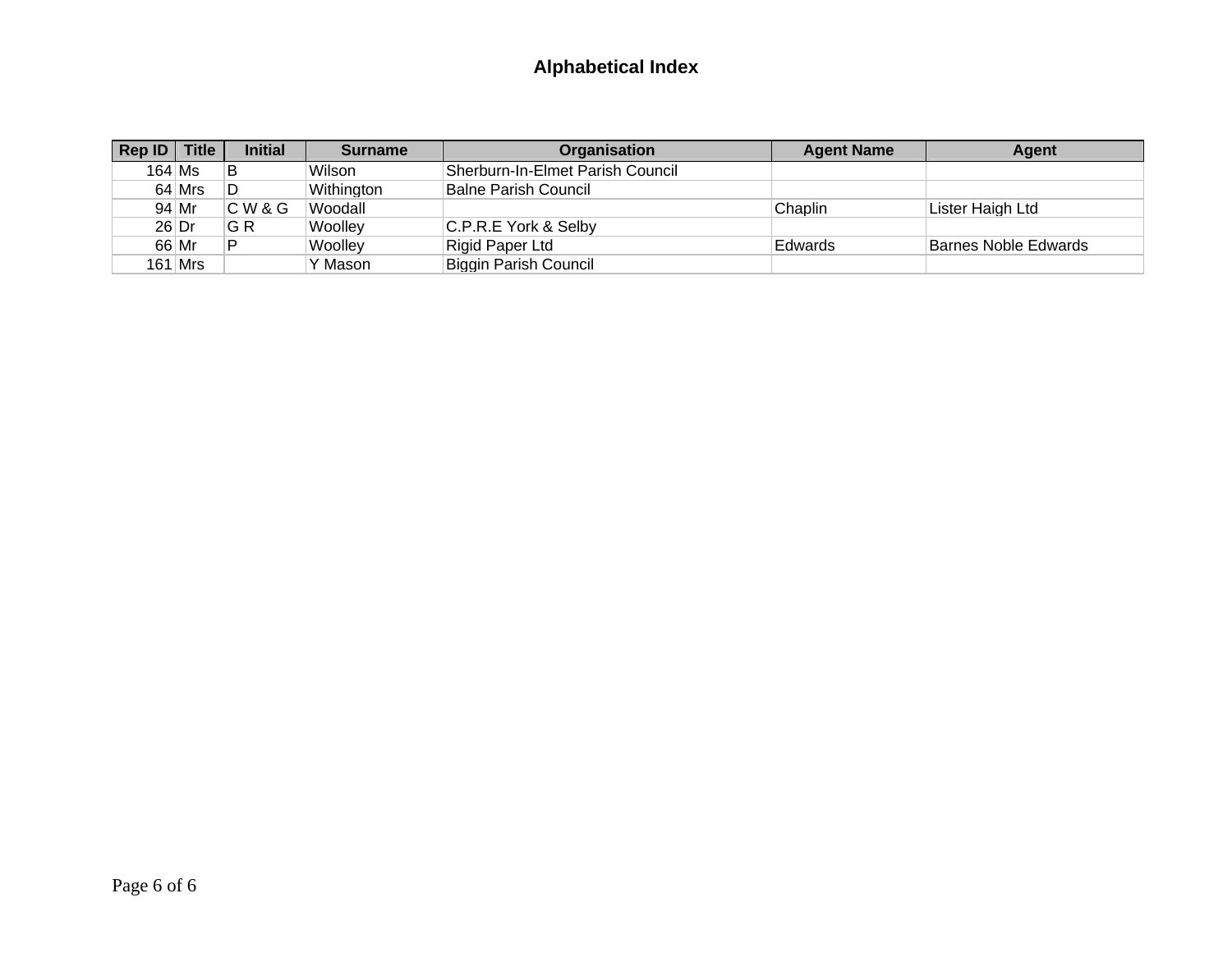# Alphabetical Index

| Rep ID | Title | Initial | Surname | Organisation | Agent Name | Agent |
|---|---|---|---|---|---|---|
| 164 | Ms | B | Wilson | Sherburn-In-Elmet Parish Council | | |
| 64 | Mrs | D | Withington | Balne Parish Council | | |
| 94 | Mr | C W & G | Woodall | | Chaplin | Lister Haigh Ltd |
| 26 | Dr | G R | Woolley | C.P.R.E York & Selby | | |
| 66 | Mr | P | Woolley | Rigid Paper Ltd | Edwards | Barnes Noble Edwards |
| 161 | Mrs | | Y Mason | Biggin Parish Council | | |